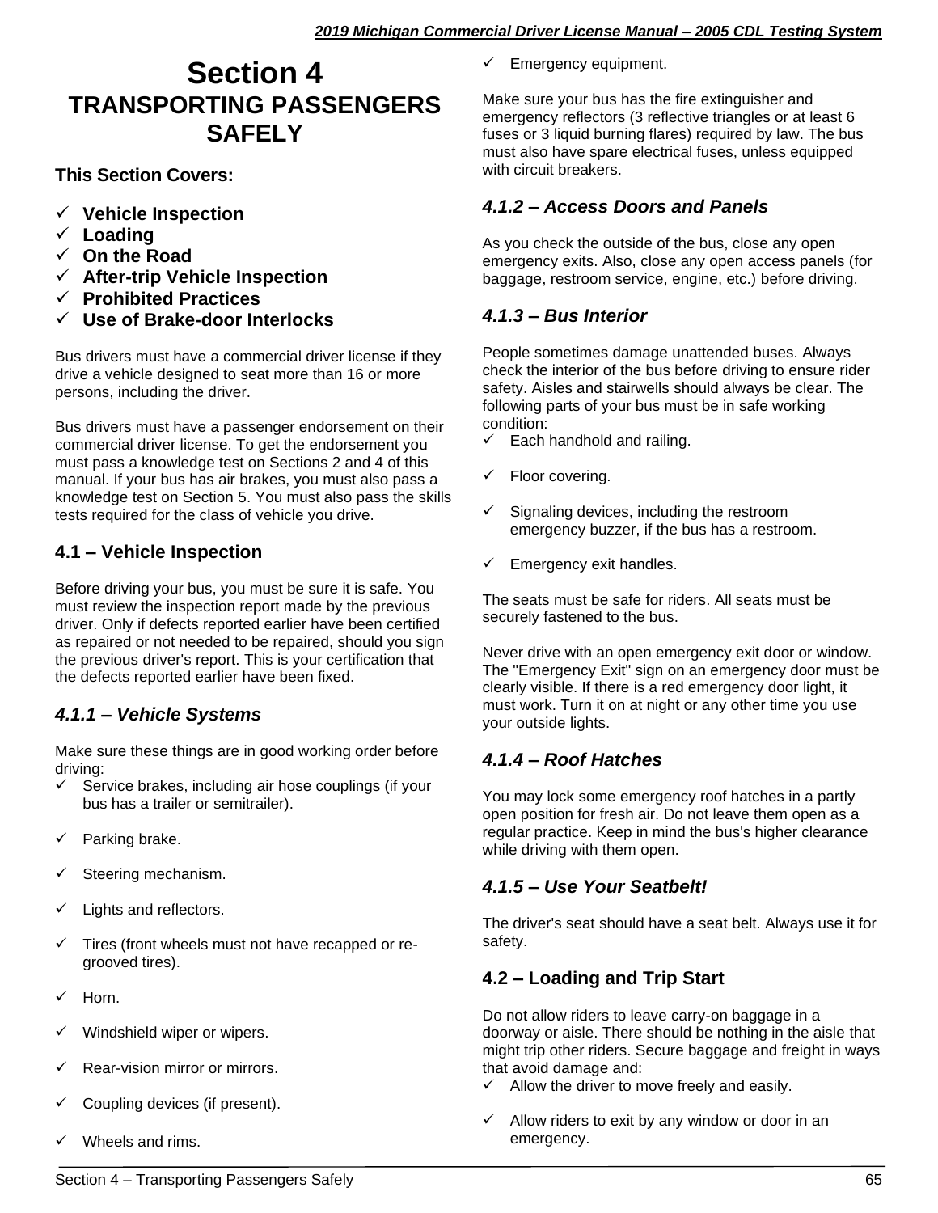# Section 4
## TRANSPORTING PASSENGERS SAFELY

**This Section Covers:**

- ✓ **Vehicle Inspection**
- ✓ **Loading**
- ✓ **On the Road**
- ✓ **After-trip Vehicle Inspection**
- ✓ **Prohibited Practices**
- ✓ **Use of Brake-door Interlocks**

Bus drivers must have a commercial driver license if they drive a vehicle designed to seat more than 16 or more persons, including the driver.

Bus drivers must have a passenger endorsement on their commercial driver license. To get the endorsement you must pass a knowledge test on Sections 2 and 4 of this manual. If your bus has air brakes, you must also pass a knowledge test on Section 5. You must also pass the skills tests required for the class of vehicle you drive.

### 4.1 – Vehicle Inspection

Before driving your bus, you must be sure it is safe. You must review the inspection report made by the previous driver. Only if defects reported earlier have been certified as repaired or not needed to be repaired, should you sign the previous driver's report. This is your certification that the defects reported earlier have been fixed.

### *4.1.1 – Vehicle Systems*

Make sure these things are in good working order before driving:

- ✓ Service brakes, including air hose couplings (if your bus has a trailer or semitrailer).
- ✓ Parking brake.
- ✓ Steering mechanism.
- ✓ Lights and reflectors.
- ✓ Tires (front wheels must not have recapped or re-grooved tires).
- ✓ Horn.
- ✓ Windshield wiper or wipers.
- ✓ Rear-vision mirror or mirrors.
- ✓ Coupling devices (if present).
- ✓ Wheels and rims.
- ✓ Emergency equipment.

Make sure your bus has the fire extinguisher and emergency reflectors (3 reflective triangles or at least 6 fuses or 3 liquid burning flares) required by law. The bus must also have spare electrical fuses, unless equipped with circuit breakers.

### *4.1.2 – Access Doors and Panels*

As you check the outside of the bus, close any open emergency exits. Also, close any open access panels (for baggage, restroom service, engine, etc.) before driving.

### *4.1.3 – Bus Interior*

People sometimes damage unattended buses. Always check the interior of the bus before driving to ensure rider safety. Aisles and stairwells should always be clear. The following parts of your bus must be in safe working condition:

- ✓ Each handhold and railing.
- ✓ Floor covering.
- ✓ Signaling devices, including the restroom emergency buzzer, if the bus has a restroom.
- ✓ Emergency exit handles.

The seats must be safe for riders. All seats must be securely fastened to the bus.

Never drive with an open emergency exit door or window. The "Emergency Exit" sign on an emergency door must be clearly visible. If there is a red emergency door light, it must work. Turn it on at night or any other time you use your outside lights.

### *4.1.4 – Roof Hatches*

You may lock some emergency roof hatches in a partly open position for fresh air. Do not leave them open as a regular practice. Keep in mind the bus's higher clearance while driving with them open.

### *4.1.5 – Use Your Seatbelt!*

The driver's seat should have a seat belt. Always use it for safety.

### 4.2 – Loading and Trip Start

Do not allow riders to leave carry-on baggage in a doorway or aisle. There should be nothing in the aisle that might trip other riders. Secure baggage and freight in ways that avoid damage and:

- ✓ Allow the driver to move freely and easily.
- ✓ Allow riders to exit by any window or door in an emergency.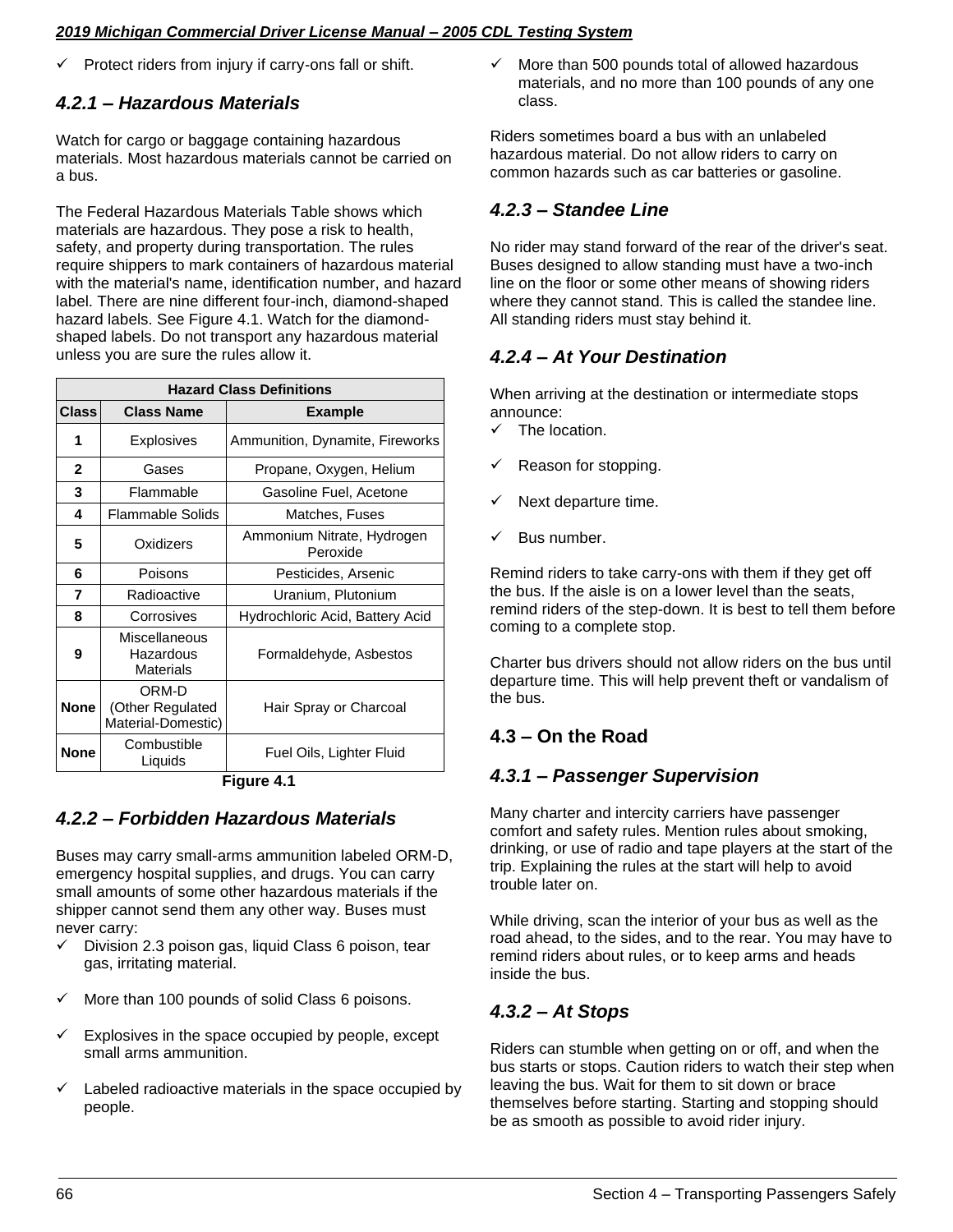- ✓ Protect riders from injury if carry-ons fall or shift.

### 4.2.1 – Hazardous Materials

Watch for cargo or baggage containing hazardous materials. Most hazardous materials cannot be carried on a bus.

The Federal Hazardous Materials Table shows which materials are hazardous. They pose a risk to health, safety, and property during transportation. The rules require shippers to mark containers of hazardous material with the material's name, identification number, and hazard label. There are nine different four-inch, diamond-shaped hazard labels. See Figure 4.1. Watch for the diamond-shaped labels. Do not transport any hazardous material unless you are sure the rules allow it.

| Hazard Class Definitions | | |
|---|---|---|
| **Class** | **Class Name** | **Example** |
| **1** | Explosives | Ammunition, Dynamite, Fireworks |
| **2** | Gases | Propane, Oxygen, Helium |
| **3** | Flammable | Gasoline Fuel, Acetone |
| **4** | Flammable Solids | Matches, Fuses |
| **5** | Oxidizers | Ammonium Nitrate, Hydrogen Peroxide |
| **6** | Poisons | Pesticides, Arsenic |
| **7** | Radioactive | Uranium, Plutonium |
| **8** | Corrosives | Hydrochloric Acid, Battery Acid |
| **9** | Miscellaneous Hazardous Materials | Formaldehyde, Asbestos |
| **None** | ORM-D (Other Regulated Material-Domestic) | Hair Spray or Charcoal |
| **None** | Combustible Liquids | Fuel Oils, Lighter Fluid |

**Figure 4.1**

### 4.2.2 – Forbidden Hazardous Materials

Buses may carry small-arms ammunition labeled ORM-D, emergency hospital supplies, and drugs. You can carry small amounts of some other hazardous materials if the shipper cannot send them any other way. Buses must never carry:

- ✓ Division 2.3 poison gas, liquid Class 6 poison, tear gas, irritating material.
- ✓ More than 100 pounds of solid Class 6 poisons.
- ✓ Explosives in the space occupied by people, except small arms ammunition.
- ✓ Labeled radioactive materials in the space occupied by people.
- ✓ More than 500 pounds total of allowed hazardous materials, and no more than 100 pounds of any one class.

Riders sometimes board a bus with an unlabeled hazardous material. Do not allow riders to carry on common hazards such as car batteries or gasoline.

### 4.2.3 – Standee Line

No rider may stand forward of the rear of the driver's seat. Buses designed to allow standing must have a two-inch line on the floor or some other means of showing riders where they cannot stand. This is called the standee line. All standing riders must stay behind it.

### 4.2.4 – At Your Destination

When arriving at the destination or intermediate stops announce:

- ✓ The location.
- ✓ Reason for stopping.
- ✓ Next departure time.
- ✓ Bus number.

Remind riders to take carry-ons with them if they get off the bus. If the aisle is on a lower level than the seats, remind riders of the step-down. It is best to tell them before coming to a complete stop.

Charter bus drivers should not allow riders on the bus until departure time. This will help prevent theft or vandalism of the bus.

## 4.3 – On the Road

### 4.3.1 – Passenger Supervision

Many charter and intercity carriers have passenger comfort and safety rules. Mention rules about smoking, drinking, or use of radio and tape players at the start of the trip. Explaining the rules at the start will help to avoid trouble later on.

While driving, scan the interior of your bus as well as the road ahead, to the sides, and to the rear. You may have to remind riders about rules, or to keep arms and heads inside the bus.

### 4.3.2 – At Stops

Riders can stumble when getting on or off, and when the bus starts or stops. Caution riders to watch their step when leaving the bus. Wait for them to sit down or brace themselves before starting. Starting and stopping should be as smooth as possible to avoid rider injury.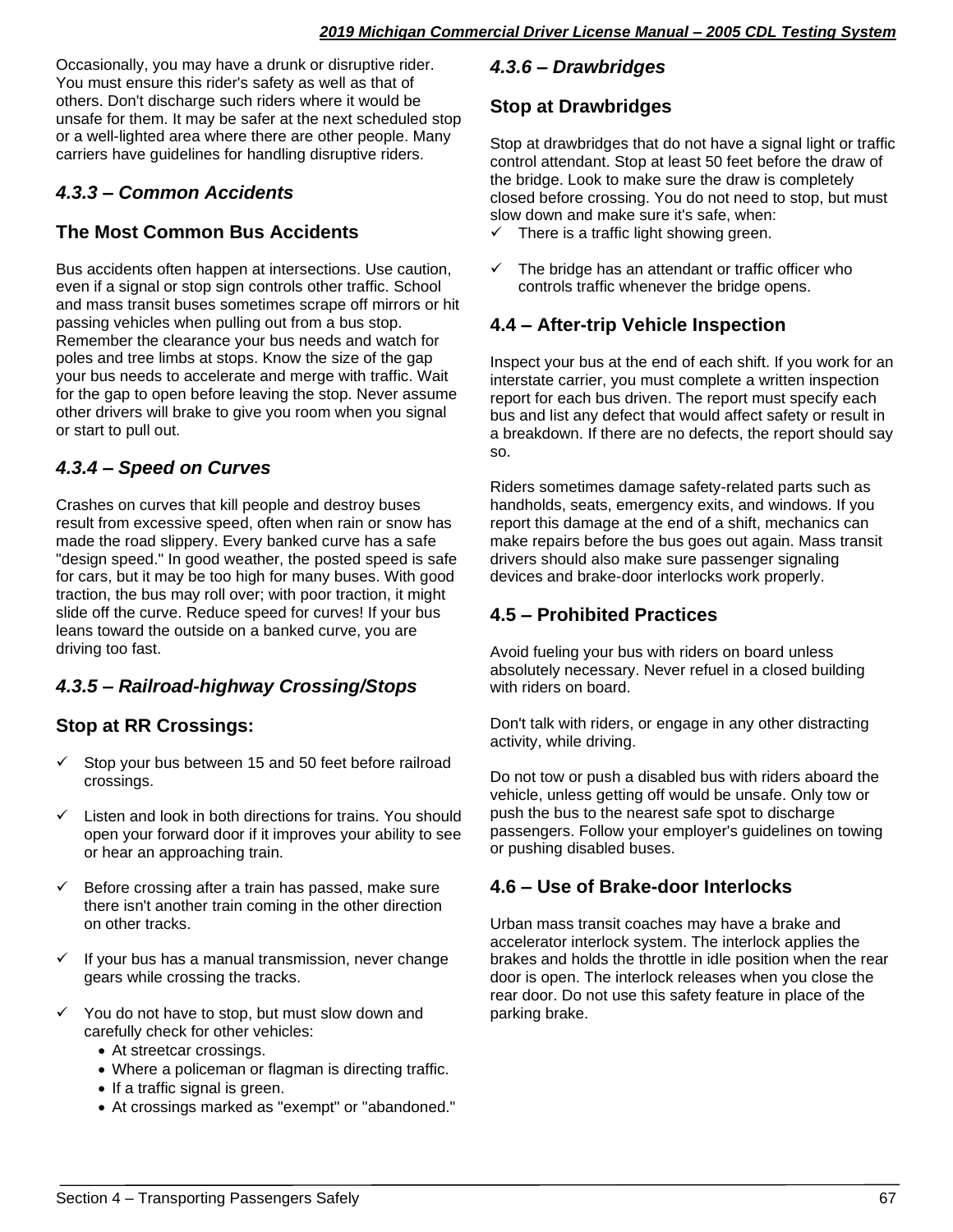Occasionally, you may have a drunk or disruptive rider. You must ensure this rider's safety as well as that of others. Don't discharge such riders where it would be unsafe for them. It may be safer at the next scheduled stop or a well-lighted area where there are other people. Many carriers have guidelines for handling disruptive riders.

### *4.3.3 – Common Accidents*

### The Most Common Bus Accidents

Bus accidents often happen at intersections. Use caution, even if a signal or stop sign controls other traffic. School and mass transit buses sometimes scrape off mirrors or hit passing vehicles when pulling out from a bus stop. Remember the clearance your bus needs and watch for poles and tree limbs at stops. Know the size of the gap your bus needs to accelerate and merge with traffic. Wait for the gap to open before leaving the stop. Never assume other drivers will brake to give you room when you signal or start to pull out.

### *4.3.4 – Speed on Curves*

Crashes on curves that kill people and destroy buses result from excessive speed, often when rain or snow has made the road slippery. Every banked curve has a safe "design speed." In good weather, the posted speed is safe for cars, but it may be too high for many buses. With good traction, the bus may roll over; with poor traction, it might slide off the curve. Reduce speed for curves! If your bus leans toward the outside on a banked curve, you are driving too fast.

### *4.3.5 – Railroad-highway Crossing/Stops*

### Stop at RR Crossings:

- ✓ Stop your bus between 15 and 50 feet before railroad crossings.
- ✓ Listen and look in both directions for trains. You should open your forward door if it improves your ability to see or hear an approaching train.
- ✓ Before crossing after a train has passed, make sure there isn't another train coming in the other direction on other tracks.
- ✓ If your bus has a manual transmission, never change gears while crossing the tracks.
- ✓ You do not have to stop, but must slow down and carefully check for other vehicles:
  - At streetcar crossings.
  - Where a policeman or flagman is directing traffic.
  - If a traffic signal is green.
  - At crossings marked as "exempt" or "abandoned."

### *4.3.6 – Drawbridges*

### Stop at Drawbridges

Stop at drawbridges that do not have a signal light or traffic control attendant. Stop at least 50 feet before the draw of the bridge. Look to make sure the draw is completely closed before crossing. You do not need to stop, but must slow down and make sure it's safe, when:

- ✓ There is a traffic light showing green.
- ✓ The bridge has an attendant or traffic officer who controls traffic whenever the bridge opens.

## 4.4 – After-trip Vehicle Inspection

Inspect your bus at the end of each shift. If you work for an interstate carrier, you must complete a written inspection report for each bus driven. The report must specify each bus and list any defect that would affect safety or result in a breakdown. If there are no defects, the report should say so.

Riders sometimes damage safety-related parts such as handholds, seats, emergency exits, and windows. If you report this damage at the end of a shift, mechanics can make repairs before the bus goes out again. Mass transit drivers should also make sure passenger signaling devices and brake-door interlocks work properly.

## 4.5 – Prohibited Practices

Avoid fueling your bus with riders on board unless absolutely necessary. Never refuel in a closed building with riders on board.

Don't talk with riders, or engage in any other distracting activity, while driving.

Do not tow or push a disabled bus with riders aboard the vehicle, unless getting off would be unsafe. Only tow or push the bus to the nearest safe spot to discharge passengers. Follow your employer's guidelines on towing or pushing disabled buses.

## 4.6 – Use of Brake-door Interlocks

Urban mass transit coaches may have a brake and accelerator interlock system. The interlock applies the brakes and holds the throttle in idle position when the rear door is open. The interlock releases when you close the rear door. Do not use this safety feature in place of the parking brake.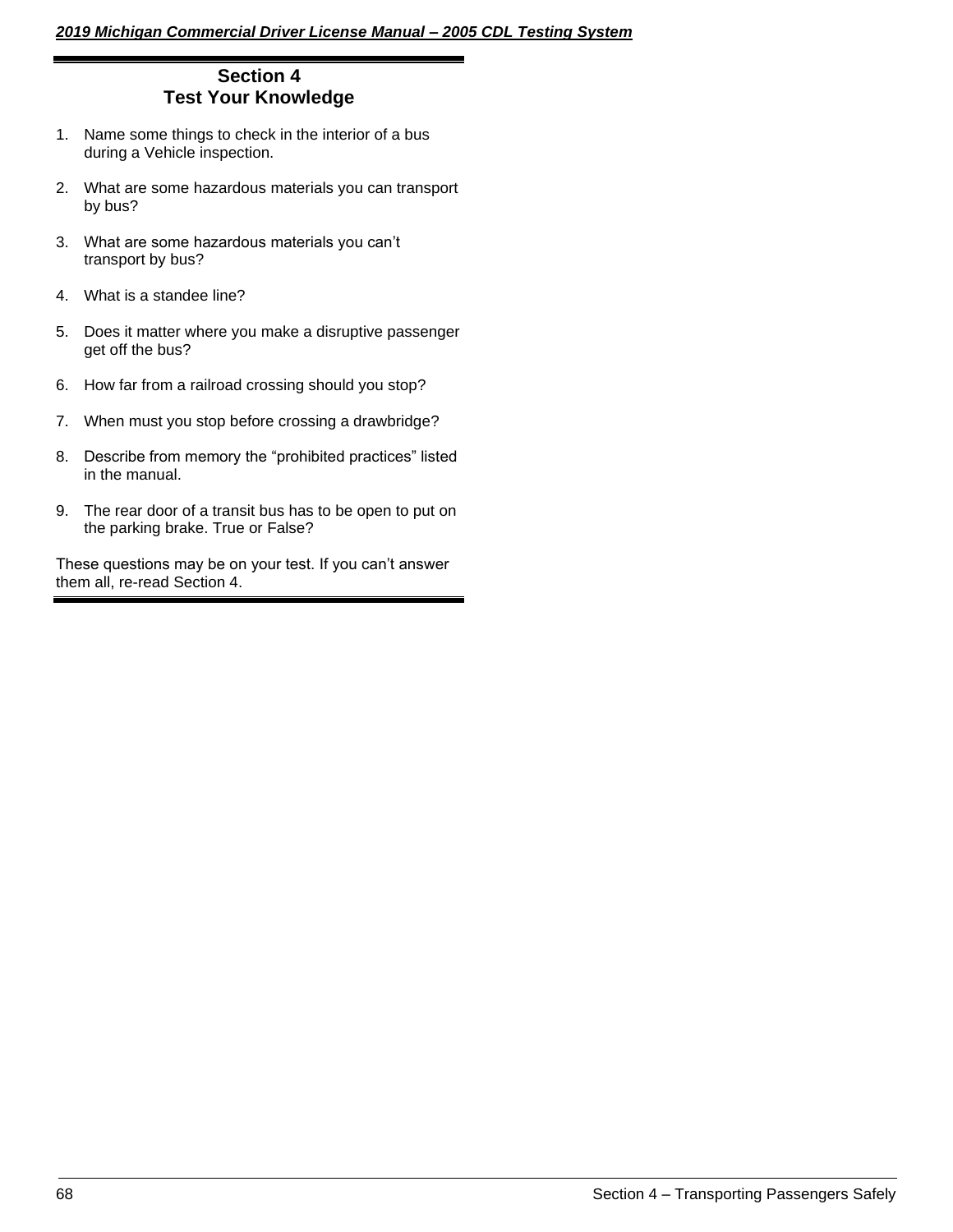## Section 4
## Test Your Knowledge

1. Name some things to check in the interior of a bus during a Vehicle inspection.
2. What are some hazardous materials you can transport by bus?
3. What are some hazardous materials you can't transport by bus?
4. What is a standee line?
5. Does it matter where you make a disruptive passenger get off the bus?
6. How far from a railroad crossing should you stop?
7. When must you stop before crossing a drawbridge?
8. Describe from memory the "prohibited practices" listed in the manual.
9. The rear door of a transit bus has to be open to put on the parking brake. True or False?

These questions may be on your test. If you can't answer them all, re-read Section 4.